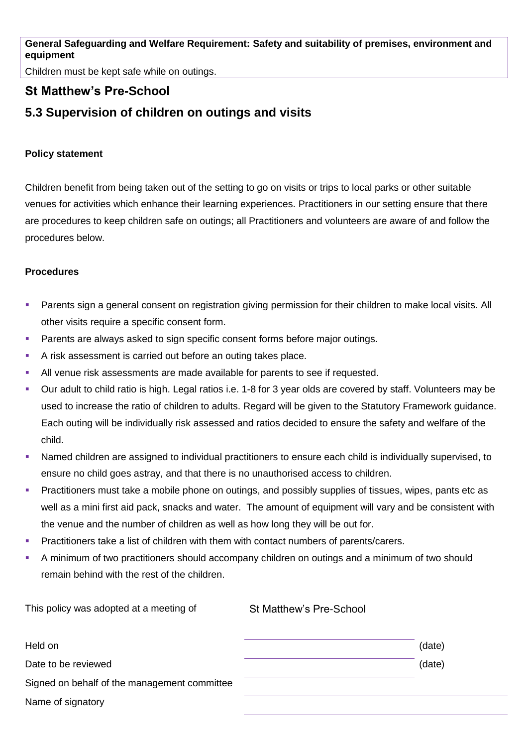**General Safeguarding and Welfare Requirement: Safety and suitability of premises, environment and equipment**

Children must be kept safe while on outings.

## St Matthew's Pre-School

## 5.3 Supervision of children on outings and visits

**Policy statement**

Children benefit from being taken out of the setting to go on visits or trips to local parks or other suitable venues for activities which enhance their learning experiences. Practitioners in our setting ensure that there are procedures to keep children safe on outings; all Practitioners and volunteers are aware of and follow the procedures below.

**Procedures**

- Parents sign a general consent on registration giving permission for their children to make local visits. All other visits require a specific consent form.
- Parents are always asked to sign specific consent forms before major outings.
- A risk assessment is carried out before an outing takes place.
- All venue risk assessments are made available for parents to see if requested.
- Our adult to child ratio is high. Legal ratios i.e. 1-8 for 3 year olds are covered by staff. Volunteers may be used to increase the ratio of children to adults. Regard will be given to the Statutory Framework guidance. Each outing will be individually risk assessed and ratios decided to ensure the safety and welfare of the child.
- Named children are assigned to individual practitioners to ensure each child is individually supervised, to ensure no child goes astray, and that there is no unauthorised access to children.
- Practitioners must take a mobile phone on outings, and possibly supplies of tissues, wipes, pants etc as well as a mini first aid pack, snacks and water. The amount of equipment will vary and be consistent with the venue and the number of children as well as how long they will be out for.
- Practitioners take a list of children with them with contact numbers of parents/carers.
- A minimum of two practitioners should accompany children on outings and a minimum of two should remain behind with the rest of the children.

| | | |
|---|---|---|
| This policy was adopted at a meeting of | St Matthew's Pre-School | |
| Held on | | (date) |
| Date to be reviewed | | (date) |
| Signed on behalf of the management committee | | |
| Name of signatory | | |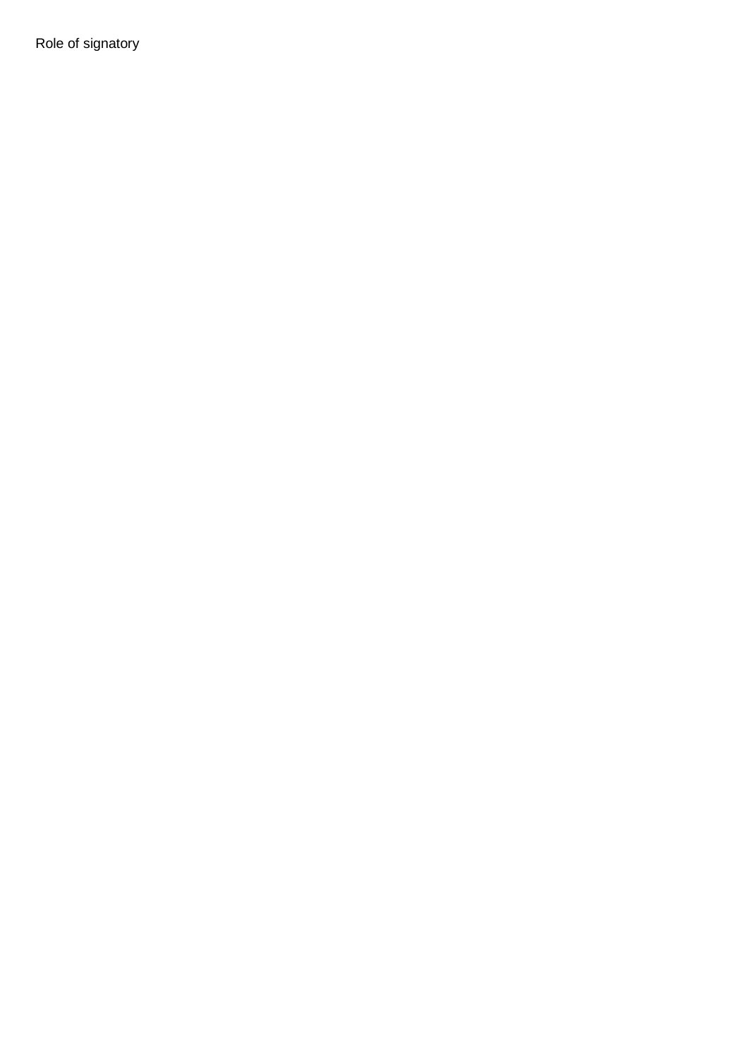Role of signatory